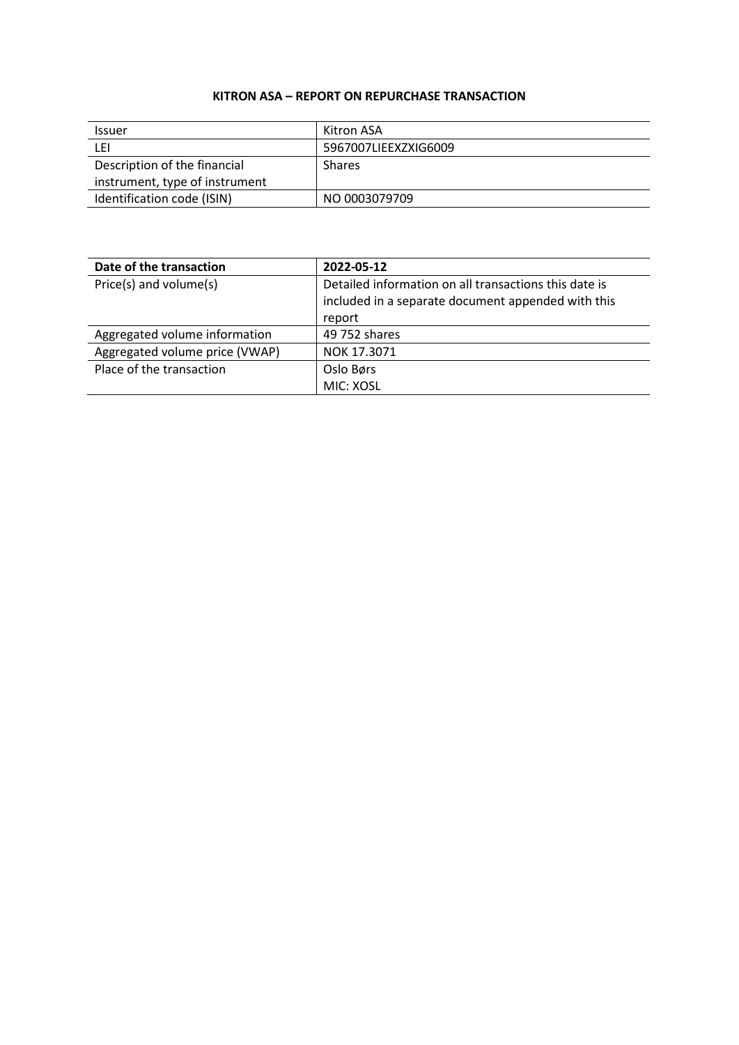**KITRON ASA – REPORT ON REPURCHASE TRANSACTION**

| Issuer | Kitron ASA |
|---|---|
| LEI | 5967007LIEEXZXIG6009 |
| Description of the financial instrument, type of instrument | Shares |
| Identification code (ISIN) | NO 0003079709 |

| **Date of the transaction** | **2022-05-12** |
|---|---|
| Price(s) and volume(s) | Detailed information on all transactions this date is included in a separate document appended with this report |
| Aggregated volume information | 49 752 shares |
| Aggregated volume price (VWAP) | NOK 17.3071 |
| Place of the transaction | Oslo Børs<br>MIC: XOSL |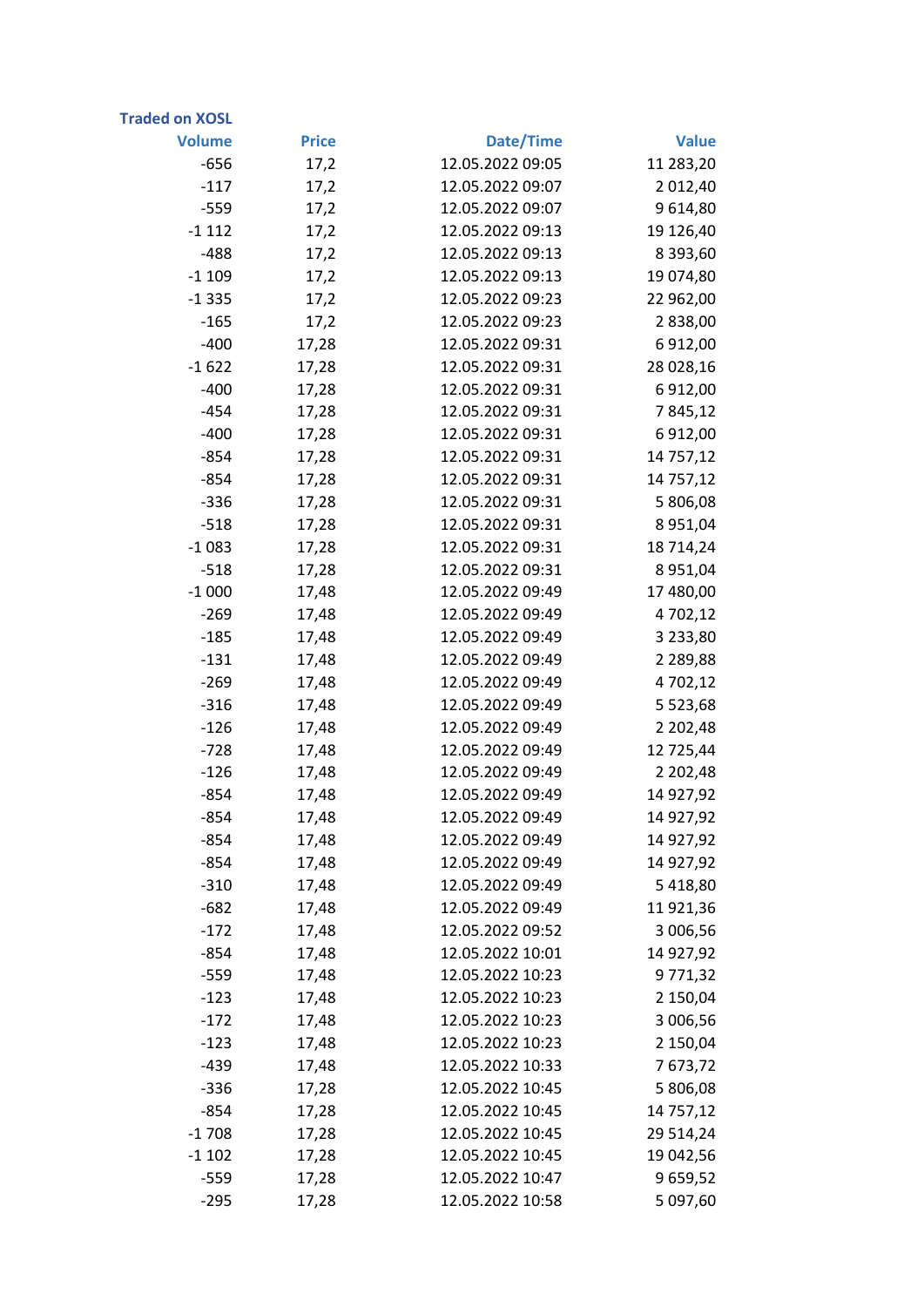**Traded on XOSL**

| Volume | Price | Date/Time | Value |
|---|---|---|---|
| -656 | 17,2 | 12.05.2022 09:05 | 11 283,20 |
| -117 | 17,2 | 12.05.2022 09:07 | 2 012,40 |
| -559 | 17,2 | 12.05.2022 09:07 | 9 614,80 |
| -1 112 | 17,2 | 12.05.2022 09:13 | 19 126,40 |
| -488 | 17,2 | 12.05.2022 09:13 | 8 393,60 |
| -1 109 | 17,2 | 12.05.2022 09:13 | 19 074,80 |
| -1 335 | 17,2 | 12.05.2022 09:23 | 22 962,00 |
| -165 | 17,2 | 12.05.2022 09:23 | 2 838,00 |
| -400 | 17,28 | 12.05.2022 09:31 | 6 912,00 |
| -1 622 | 17,28 | 12.05.2022 09:31 | 28 028,16 |
| -400 | 17,28 | 12.05.2022 09:31 | 6 912,00 |
| -454 | 17,28 | 12.05.2022 09:31 | 7 845,12 |
| -400 | 17,28 | 12.05.2022 09:31 | 6 912,00 |
| -854 | 17,28 | 12.05.2022 09:31 | 14 757,12 |
| -854 | 17,28 | 12.05.2022 09:31 | 14 757,12 |
| -336 | 17,28 | 12.05.2022 09:31 | 5 806,08 |
| -518 | 17,28 | 12.05.2022 09:31 | 8 951,04 |
| -1 083 | 17,28 | 12.05.2022 09:31 | 18 714,24 |
| -518 | 17,28 | 12.05.2022 09:31 | 8 951,04 |
| -1 000 | 17,48 | 12.05.2022 09:49 | 17 480,00 |
| -269 | 17,48 | 12.05.2022 09:49 | 4 702,12 |
| -185 | 17,48 | 12.05.2022 09:49 | 3 233,80 |
| -131 | 17,48 | 12.05.2022 09:49 | 2 289,88 |
| -269 | 17,48 | 12.05.2022 09:49 | 4 702,12 |
| -316 | 17,48 | 12.05.2022 09:49 | 5 523,68 |
| -126 | 17,48 | 12.05.2022 09:49 | 2 202,48 |
| -728 | 17,48 | 12.05.2022 09:49 | 12 725,44 |
| -126 | 17,48 | 12.05.2022 09:49 | 2 202,48 |
| -854 | 17,48 | 12.05.2022 09:49 | 14 927,92 |
| -854 | 17,48 | 12.05.2022 09:49 | 14 927,92 |
| -854 | 17,48 | 12.05.2022 09:49 | 14 927,92 |
| -854 | 17,48 | 12.05.2022 09:49 | 14 927,92 |
| -310 | 17,48 | 12.05.2022 09:49 | 5 418,80 |
| -682 | 17,48 | 12.05.2022 09:49 | 11 921,36 |
| -172 | 17,48 | 12.05.2022 09:52 | 3 006,56 |
| -854 | 17,48 | 12.05.2022 10:01 | 14 927,92 |
| -559 | 17,48 | 12.05.2022 10:23 | 9 771,32 |
| -123 | 17,48 | 12.05.2022 10:23 | 2 150,04 |
| -172 | 17,48 | 12.05.2022 10:23 | 3 006,56 |
| -123 | 17,48 | 12.05.2022 10:23 | 2 150,04 |
| -439 | 17,48 | 12.05.2022 10:33 | 7 673,72 |
| -336 | 17,28 | 12.05.2022 10:45 | 5 806,08 |
| -854 | 17,28 | 12.05.2022 10:45 | 14 757,12 |
| -1 708 | 17,28 | 12.05.2022 10:45 | 29 514,24 |
| -1 102 | 17,28 | 12.05.2022 10:45 | 19 042,56 |
| -559 | 17,28 | 12.05.2022 10:47 | 9 659,52 |
| -295 | 17,28 | 12.05.2022 10:58 | 5 097,60 |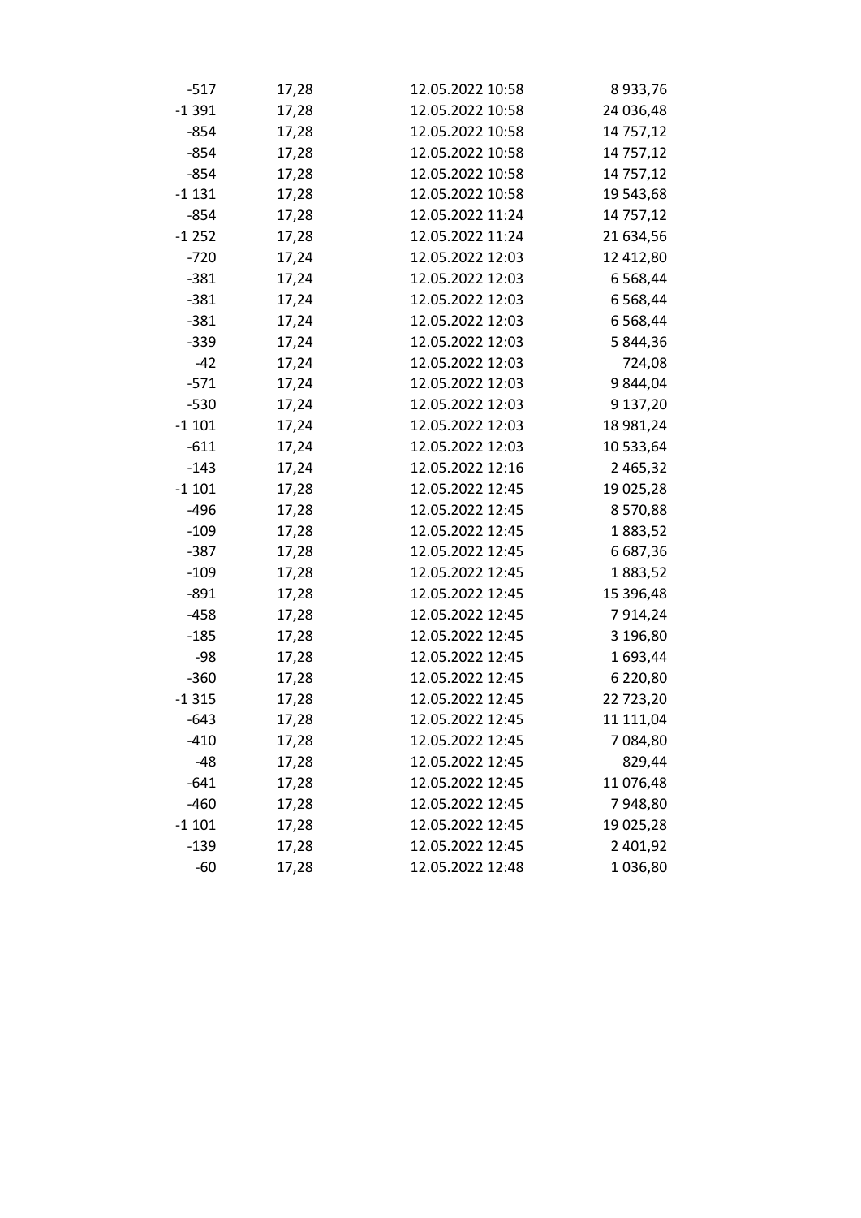| | | | |
|---|---|---|---|
| -517 | 17,28 | 12.05.2022 10:58 | 8 933,76 |
| -1 391 | 17,28 | 12.05.2022 10:58 | 24 036,48 |
| -854 | 17,28 | 12.05.2022 10:58 | 14 757,12 |
| -854 | 17,28 | 12.05.2022 10:58 | 14 757,12 |
| -854 | 17,28 | 12.05.2022 10:58 | 14 757,12 |
| -1 131 | 17,28 | 12.05.2022 10:58 | 19 543,68 |
| -854 | 17,28 | 12.05.2022 11:24 | 14 757,12 |
| -1 252 | 17,28 | 12.05.2022 11:24 | 21 634,56 |
| -720 | 17,24 | 12.05.2022 12:03 | 12 412,80 |
| -381 | 17,24 | 12.05.2022 12:03 | 6 568,44 |
| -381 | 17,24 | 12.05.2022 12:03 | 6 568,44 |
| -381 | 17,24 | 12.05.2022 12:03 | 6 568,44 |
| -339 | 17,24 | 12.05.2022 12:03 | 5 844,36 |
| -42 | 17,24 | 12.05.2022 12:03 | 724,08 |
| -571 | 17,24 | 12.05.2022 12:03 | 9 844,04 |
| -530 | 17,24 | 12.05.2022 12:03 | 9 137,20 |
| -1 101 | 17,24 | 12.05.2022 12:03 | 18 981,24 |
| -611 | 17,24 | 12.05.2022 12:03 | 10 533,64 |
| -143 | 17,24 | 12.05.2022 12:16 | 2 465,32 |
| -1 101 | 17,28 | 12.05.2022 12:45 | 19 025,28 |
| -496 | 17,28 | 12.05.2022 12:45 | 8 570,88 |
| -109 | 17,28 | 12.05.2022 12:45 | 1 883,52 |
| -387 | 17,28 | 12.05.2022 12:45 | 6 687,36 |
| -109 | 17,28 | 12.05.2022 12:45 | 1 883,52 |
| -891 | 17,28 | 12.05.2022 12:45 | 15 396,48 |
| -458 | 17,28 | 12.05.2022 12:45 | 7 914,24 |
| -185 | 17,28 | 12.05.2022 12:45 | 3 196,80 |
| -98 | 17,28 | 12.05.2022 12:45 | 1 693,44 |
| -360 | 17,28 | 12.05.2022 12:45 | 6 220,80 |
| -1 315 | 17,28 | 12.05.2022 12:45 | 22 723,20 |
| -643 | 17,28 | 12.05.2022 12:45 | 11 111,04 |
| -410 | 17,28 | 12.05.2022 12:45 | 7 084,80 |
| -48 | 17,28 | 12.05.2022 12:45 | 829,44 |
| -641 | 17,28 | 12.05.2022 12:45 | 11 076,48 |
| -460 | 17,28 | 12.05.2022 12:45 | 7 948,80 |
| -1 101 | 17,28 | 12.05.2022 12:45 | 19 025,28 |
| -139 | 17,28 | 12.05.2022 12:45 | 2 401,92 |
| -60 | 17,28 | 12.05.2022 12:48 | 1 036,80 |